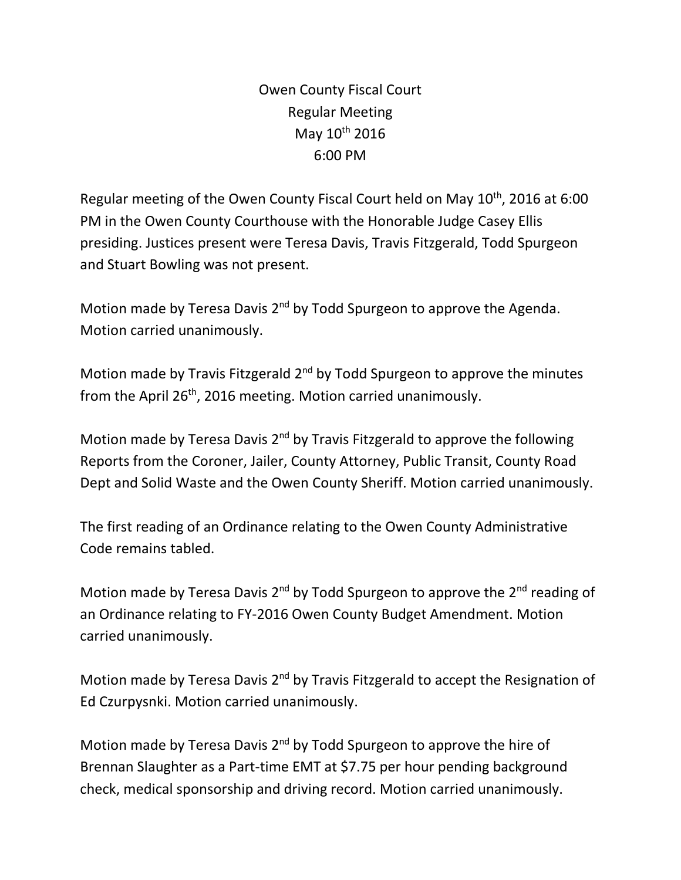Owen County Fiscal Court
Regular Meeting
May 10th 2016
6:00 PM

Regular meeting of the Owen County Fiscal Court held on May 10th, 2016 at 6:00 PM in the Owen County Courthouse with the Honorable Judge Casey Ellis presiding. Justices present were Teresa Davis, Travis Fitzgerald, Todd Spurgeon and Stuart Bowling was not present.

Motion made by Teresa Davis 2nd by Todd Spurgeon to approve the Agenda. Motion carried unanimously.

Motion made by Travis Fitzgerald 2nd by Todd Spurgeon to approve the minutes from the April 26th, 2016 meeting. Motion carried unanimously.

Motion made by Teresa Davis 2nd by Travis Fitzgerald to approve the following Reports from the Coroner, Jailer, County Attorney, Public Transit, County Road Dept and Solid Waste and the Owen County Sheriff. Motion carried unanimously.

The first reading of an Ordinance relating to the Owen County Administrative Code remains tabled.

Motion made by Teresa Davis 2nd by Todd Spurgeon to approve the 2nd reading of an Ordinance relating to FY-2016 Owen County Budget Amendment. Motion carried unanimously.

Motion made by Teresa Davis 2nd by Travis Fitzgerald to accept the Resignation of Ed Czurpysnki. Motion carried unanimously.

Motion made by Teresa Davis 2nd by Todd Spurgeon to approve the hire of Brennan Slaughter as a Part-time EMT at $7.75 per hour pending background check, medical sponsorship and driving record. Motion carried unanimously.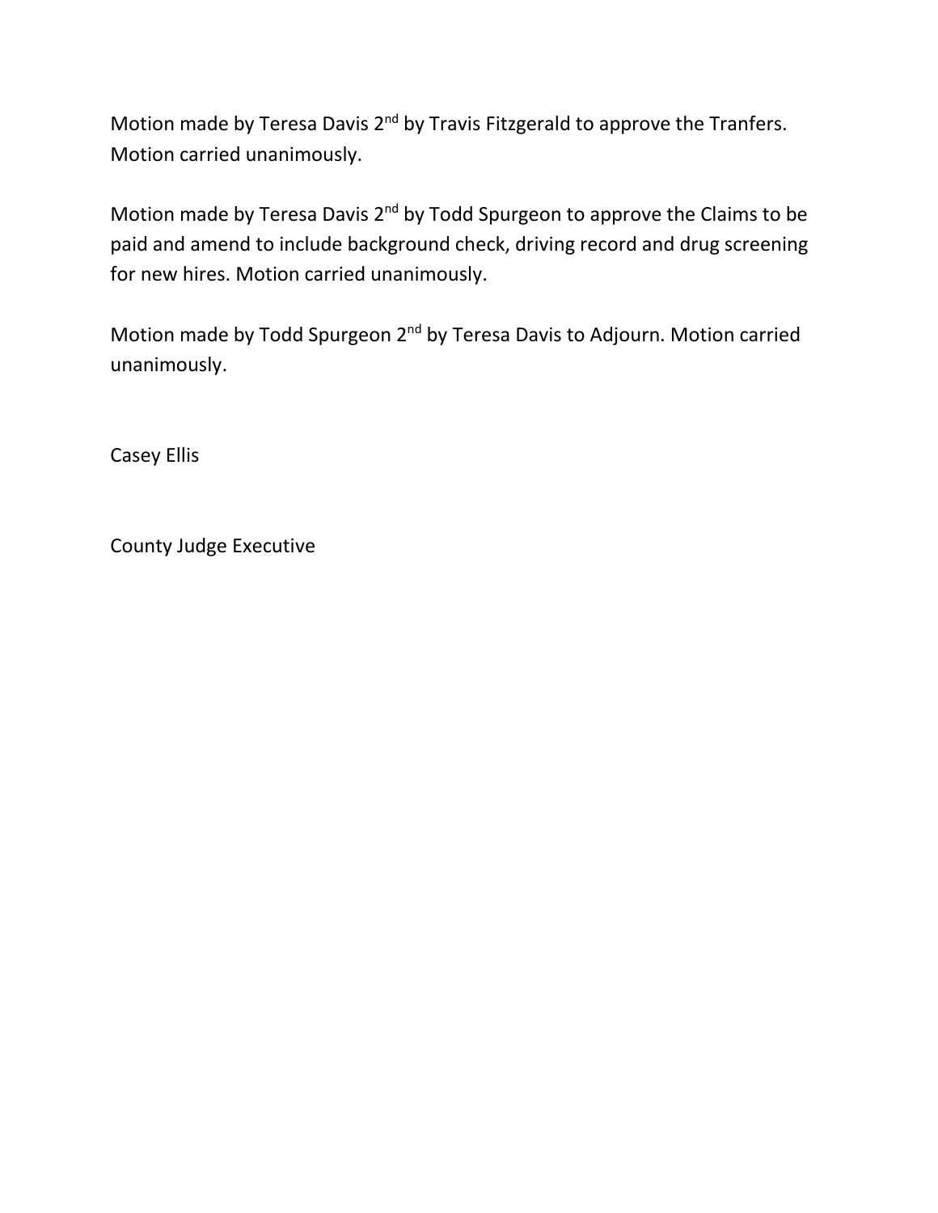Motion made by Teresa Davis 2nd by Travis Fitzgerald to approve the Tranfers. Motion carried unanimously.

Motion made by Teresa Davis 2nd by Todd Spurgeon to approve the Claims to be paid and amend to include background check, driving record and drug screening for new hires. Motion carried unanimously.

Motion made by Todd Spurgeon 2nd by Teresa Davis to Adjourn. Motion carried unanimously.

Casey Ellis

County Judge Executive